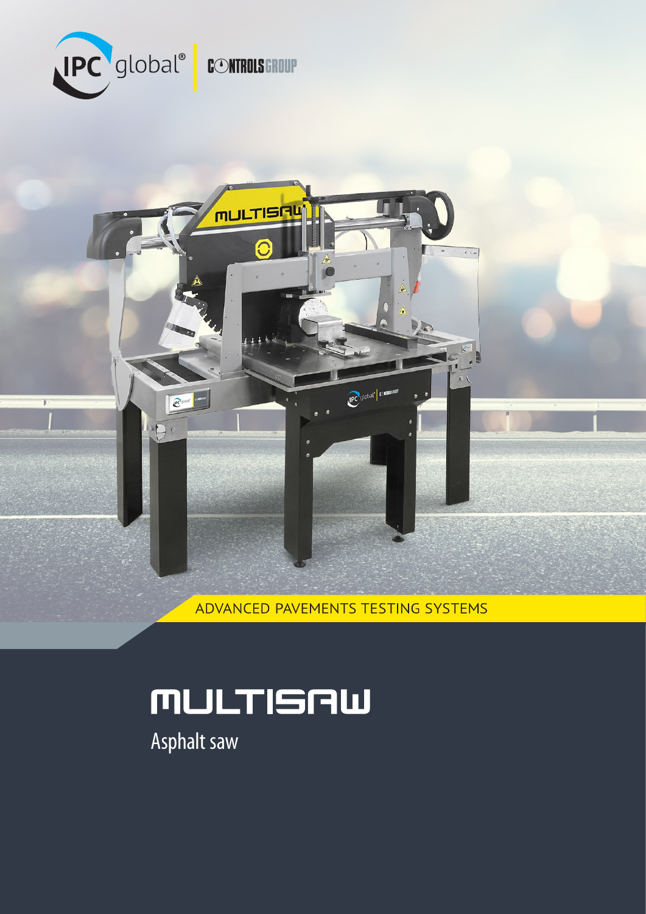IPC global® | CONTROLS GROUP

ADVANCED PAVEMENTS TESTING SYSTEMS

# MULTISAW

## Asphalt saw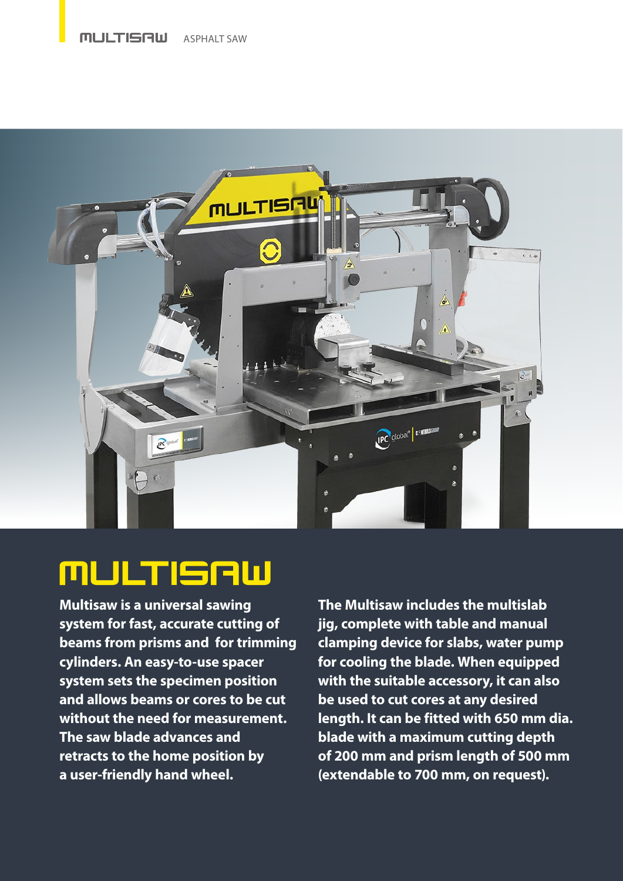# MULTISAW

**Multisaw is a universal sawing system for fast, accurate cutting of beams from prisms and for trimming cylinders. An easy-to-use spacer system sets the specimen position and allows beams or cores to be cut without the need for measurement. The saw blade advances and retracts to the home position by a user-friendly hand wheel.**

**The Multisaw includes the multislab jig, complete with table and manual clamping device for slabs, water pump for cooling the blade. When equipped with the suitable accessory, it can also be used to cut cores at any desired length. It can be fitted with 650 mm dia. blade with a maximum cutting depth of 200 mm and prism length of 500 mm (extendable to 700 mm, on request).**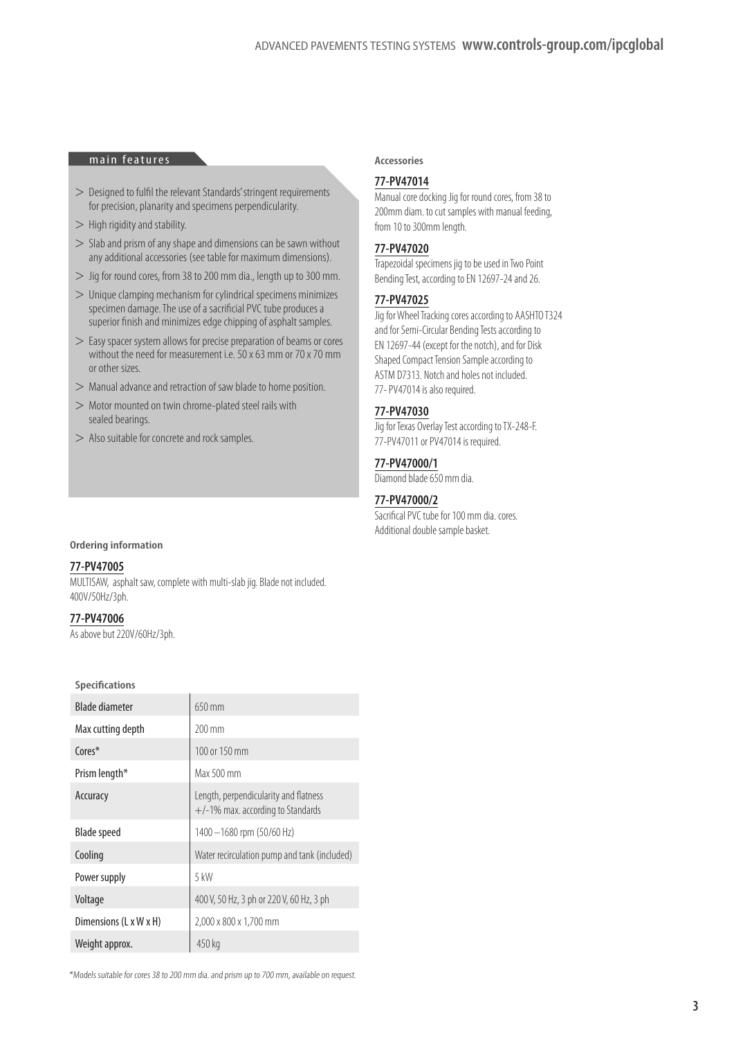## main features

- Designed to fulfil the relevant Standards' stringent requirements for precision, planarity and specimens perpendicularity.
- High rigidity and stability.
- Slab and prism of any shape and dimensions can be sawn without any additional accessories (see table for maximum dimensions).
- Jig for round cores, from 38 to 200 mm dia., length up to 300 mm.
- Unique clamping mechanism for cylindrical specimens minimizes specimen damage. The use of a sacrificial PVC tube produces a superior finish and minimizes edge chipping of asphalt samples.
- Easy spacer system allows for precise preparation of beams or cores without the need for measurement i.e. 50 x 63 mm or 70 x 70 mm or other sizes.
- Manual advance and retraction of saw blade to home position.
- Motor mounted on twin chrome-plated steel rails with sealed bearings.
- Also suitable for concrete and rock samples.

**Ordering information**

**77-PV47005**
MULTISAW, asphalt saw, complete with multi-slab jig. Blade not included. 400V/50Hz/3ph.

**77-PV47006**
As above but 220V/60Hz/3ph.

**Specifications**

| | |
|---|---|
| Blade diameter | 650 mm |
| Max cutting depth | 200 mm |
| Cores* | 100 or 150 mm |
| Prism length* | Max 500 mm |
| Accuracy | Length, perpendicularity and flatness +/-1% max. according to Standards |
| Blade speed | 1400 – 1680 rpm (50/60 Hz) |
| Cooling | Water recirculation pump and tank (included) |
| Power supply | 5 kW |
| Voltage | 400 V, 50 Hz, 3 ph or 220 V, 60 Hz, 3 ph |
| Dimensions (L x W x H) | 2,000 x 800 x 1,700 mm |
| Weight approx. | 450 kg |

*\*Models suitable for cores 38 to 200 mm dia. and prism up to 700 mm, available on request.*

**Accessories**

**77-PV47014**
Manual core docking Jig for round cores, from 38 to 200mm diam. to cut samples with manual feeding, from 10 to 300mm length.

**77-PV47020**
Trapezoidal specimens jig to be used in Two Point Bending Test, according to EN 12697-24 and 26.

**77-PV47025**
Jig for Wheel Tracking cores according to AASHTO T324 and for Semi-Circular Bending Tests according to EN 12697-44 (except for the notch), and for Disk Shaped Compact Tension Sample according to ASTM D7313. Notch and holes not included. 77- PV47014 is also required.

**77-PV47030**
Jig for Texas Overlay Test according to TX-248-F. 77-PV47011 or PV47014 is required.

**77-PV47000/1**
Diamond blade 650 mm dia.

**77-PV47000/2**
Sacrifical PVC tube for 100 mm dia. cores. Additional double sample basket.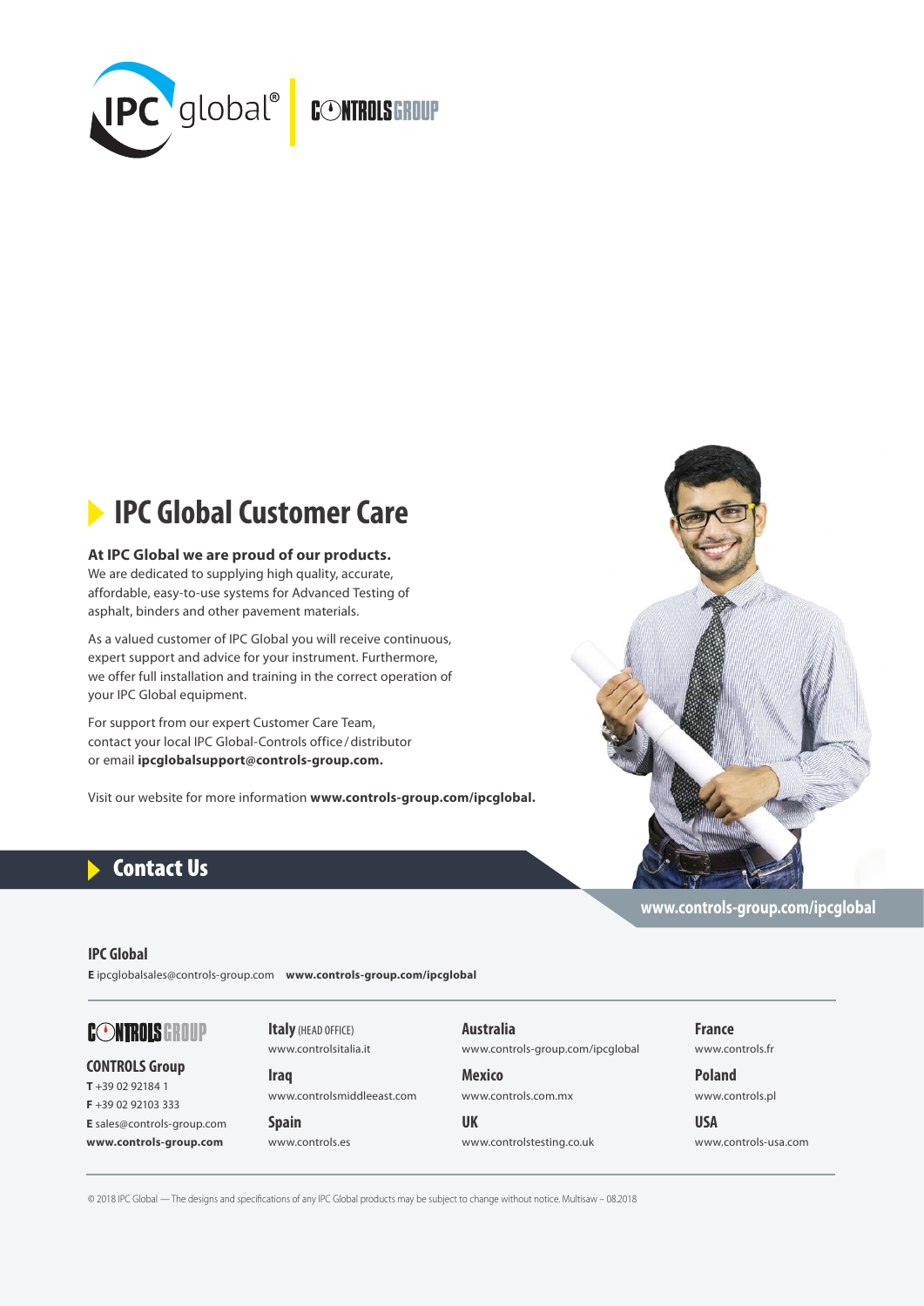# IPC Global Customer Care

**At IPC Global we are proud of our products.**
We are dedicated to supplying high quality, accurate, affordable, easy-to-use systems for Advanced Testing of asphalt, binders and other pavement materials.

As a valued customer of IPC Global you will receive continuous, expert support and advice for your instrument. Furthermore, we offer full installation and training in the correct operation of your IPC Global equipment.

For support from our expert Customer Care Team, contact your local IPC Global-Controls office / distributor or email **ipcglobalsupport@controls-group.com.**

Visit our website for more information **www.controls-group.com/ipcglobal.**

## Contact Us

**www.controls-group.com/ipcglobal**

### IPC Global

**E** ipcglobalsales@controls-group.com **www.controls-group.com/ipcglobal**

### CONTROLS Group

**T** +39 02 92184 1
**F** +39 02 92103 333
**E** sales@controls-group.com
**www.controls-group.com**

**Italy** (HEAD OFFICE)
www.controlsitalia.it

**Iraq**
www.controlsmiddleeast.com

**Spain**
www.controls.es

**Australia**
www.controls-group.com/ipcglobal

**Mexico**
www.controls.com.mx

**UK**
www.controlstesting.co.uk

**France**
www.controls.fr

**Poland**
www.controls.pl

**USA**
www.controls-usa.com

© 2018 IPC Global — The designs and specifications of any IPC Global products may be subject to change without notice. Multisaw – 08.2018